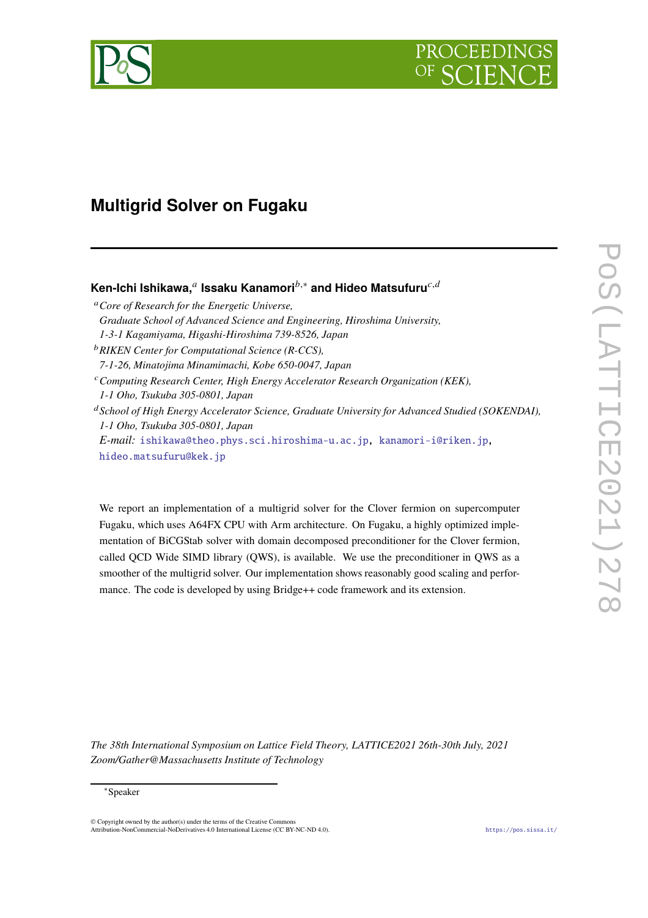# Multigrid Solver on Fugaku

**Ken-Ichi Ishikawa,**[a] **Issaku Kanamori**[b,*] **and Hideo Matsufuru**[c,d]

[a] *Core of Research for the Energetic Universe, Graduate School of Advanced Science and Engineering, Hiroshima University, 1-3-1 Kagamiyama, Higashi-Hiroshima 739-8526, Japan*

[b] *RIKEN Center for Computational Science (R-CCS), 7-1-26, Minatojima Minamimachi, Kobe 650-0047, Japan*

[c] *Computing Research Center, High Energy Accelerator Research Organization (KEK), 1-1 Oho, Tsukuba 305-0801, Japan*

[d] *School of High Energy Accelerator Science, Graduate University for Advanced Studied (SOKENDAI), 1-1 Oho, Tsukuba 305-0801, Japan*

*E-mail:* ishikawa@theo.phys.sci.hiroshima-u.ac.jp, kanamori-i@riken.jp, hideo.matsufuru@kek.jp

We report an implementation of a multigrid solver for the Clover fermion on supercomputer Fugaku, which uses A64FX CPU with Arm architecture. On Fugaku, a highly optimized implementation of BiCGStab solver with domain decomposed preconditioner for the Clover fermion, called QCD Wide SIMD library (QWS), is available. We use the preconditioner in QWS as a smoother of the multigrid solver. Our implementation shows reasonably good scaling and performance. The code is developed by using Bridge++ code framework and its extension.

*The 38th International Symposium on Lattice Field Theory, LATTICE2021 26th-30th July, 2021 Zoom/Gather@Massachusetts Institute of Technology*

*Speaker

© Copyright owned by the author(s) under the terms of the Creative Commons Attribution-NonCommercial-NoDerivatives 4.0 International License (CC BY-NC-ND 4.0).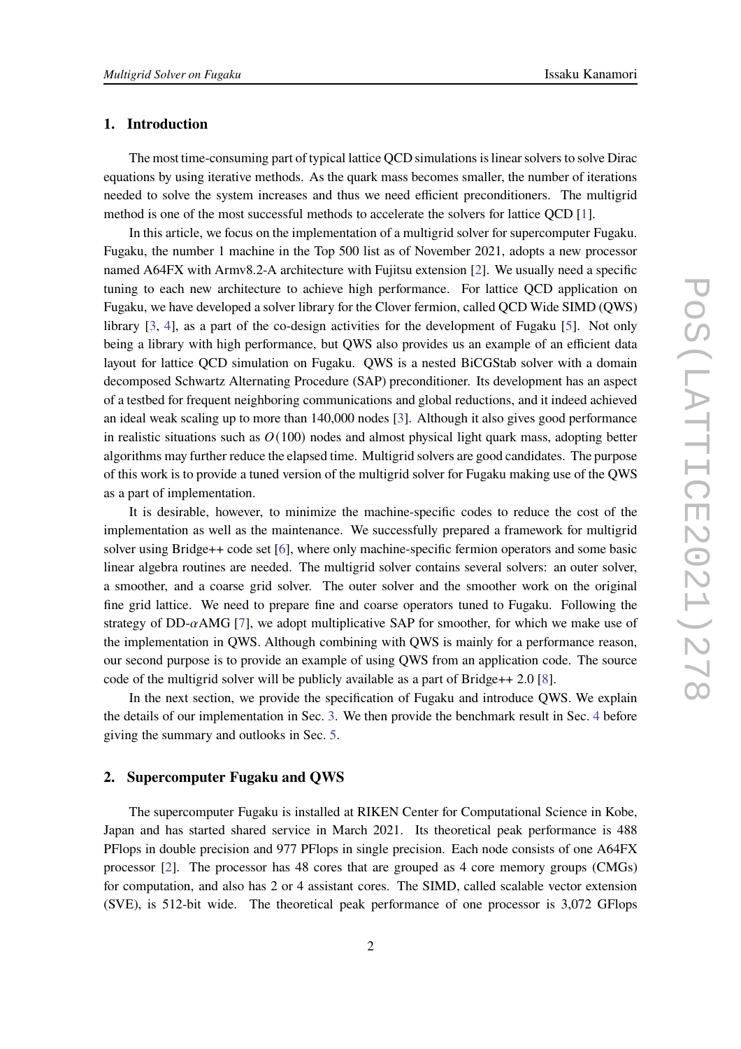## 1. Introduction

The most time-consuming part of typical lattice QCD simulations is linear solvers to solve Dirac equations by using iterative methods. As the quark mass becomes smaller, the number of iterations needed to solve the system increases and thus we need efficient preconditioners. The multigrid method is one of the most successful methods to accelerate the solvers for lattice QCD [1].

In this article, we focus on the implementation of a multigrid solver for supercomputer Fugaku. Fugaku, the number 1 machine in the Top 500 list as of November 2021, adopts a new processor named A64FX with Armv8.2-A architecture with Fujitsu extension [2]. We usually need a specific tuning to each new architecture to achieve high performance. For lattice QCD application on Fugaku, we have developed a solver library for the Clover fermion, called QCD Wide SIMD (QWS) library [3, 4], as a part of the co-design activities for the development of Fugaku [5]. Not only being a library with high performance, but QWS also provides us an example of an efficient data layout for lattice QCD simulation on Fugaku. QWS is a nested BiCGStab solver with a domain decomposed Schwartz Alternating Procedure (SAP) preconditioner. Its development has an aspect of a testbed for frequent neighboring communications and global reductions, and it indeed achieved an ideal weak scaling up to more than 140,000 nodes [3]. Although it also gives good performance in realistic situations such as $O(100)$ nodes and almost physical light quark mass, adopting better algorithms may further reduce the elapsed time. Multigrid solvers are good candidates. The purpose of this work is to provide a tuned version of the multigrid solver for Fugaku making use of the QWS as a part of implementation.

It is desirable, however, to minimize the machine-specific codes to reduce the cost of the implementation as well as the maintenance. We successfully prepared a framework for multigrid solver using Bridge++ code set [6], where only machine-specific fermion operators and some basic linear algebra routines are needed. The multigrid solver contains several solvers: an outer solver, a smoother, and a coarse grid solver. The outer solver and the smoother work on the original fine grid lattice. We need to prepare fine and coarse operators tuned to Fugaku. Following the strategy of DD-$\alpha$AMG [7], we adopt multiplicative SAP for smoother, for which we make use of the implementation in QWS. Although combining with QWS is mainly for a performance reason, our second purpose is to provide an example of using QWS from an application code. The source code of the multigrid solver will be publicly available as a part of Bridge++ 2.0 [8].

In the next section, we provide the specification of Fugaku and introduce QWS. We explain the details of our implementation in Sec. 3. We then provide the benchmark result in Sec. 4 before giving the summary and outlooks in Sec. 5.

## 2. Supercomputer Fugaku and QWS

The supercomputer Fugaku is installed at RIKEN Center for Computational Science in Kobe, Japan and has started shared service in March 2021. Its theoretical peak performance is 488 PFlops in double precision and 977 PFlops in single precision. Each node consists of one A64FX processor [2]. The processor has 48 cores that are grouped as 4 core memory groups (CMGs) for computation, and also has 2 or 4 assistant cores. The SIMD, called scalable vector extension (SVE), is 512-bit wide. The theoretical peak performance of one processor is 3,072 GFlops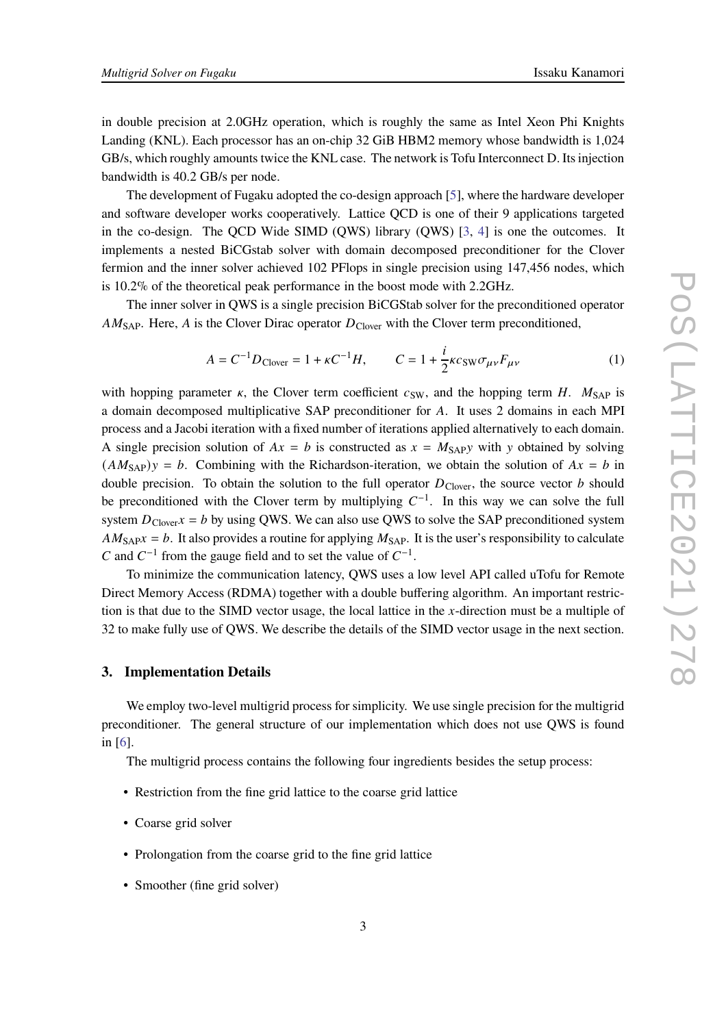in double precision at 2.0GHz operation, which is roughly the same as Intel Xeon Phi Knights Landing (KNL). Each processor has an on-chip 32 GiB HBM2 memory whose bandwidth is 1,024 GB/s, which roughly amounts twice the KNL case. The network is Tofu Interconnect D. Its injection bandwidth is 40.2 GB/s per node.

The development of Fugaku adopted the co-design approach [5], where the hardware developer and software developer works cooperatively. Lattice QCD is one of their 9 applications targeted in the co-design. The QCD Wide SIMD (QWS) library (QWS) [3, 4] is one the outcomes. It implements a nested BiCGstab solver with domain decomposed preconditioner for the Clover fermion and the inner solver achieved 102 PFlops in single precision using 147,456 nodes, which is 10.2% of the theoretical peak performance in the boost mode with 2.2GHz.

The inner solver in QWS is a single precision BiCGStab solver for the preconditioned operator $AM_{\mathrm{SAP}}$. Here, $A$ is the Clover Dirac operator $D_{\mathrm{Clover}}$ with the Clover term preconditioned,

$$A = C^{-1} D_{\mathrm{Clover}} = 1 + \kappa C^{-1} H, \qquad C = 1 + \frac{i}{2} \kappa c_{\mathrm{SW}} \sigma_{\mu\nu} F_{\mu\nu} \tag{1}$$

with hopping parameter $\kappa$, the Clover term coefficient $c_{\mathrm{SW}}$, and the hopping term $H$. $M_{\mathrm{SAP}}$ is a domain decomposed multiplicative SAP preconditioner for $A$. It uses 2 domains in each MPI process and a Jacobi iteration with a fixed number of iterations applied alternatively to each domain. A single precision solution of $Ax = b$ is constructed as $x = M_{\mathrm{SAP}} y$ with $y$ obtained by solving $(AM_{\mathrm{SAP}})y = b$. Combining with the Richardson-iteration, we obtain the solution of $Ax = b$ in double precision. To obtain the solution to the full operator $D_{\mathrm{Clover}}$, the source vector $b$ should be preconditioned with the Clover term by multiplying $C^{-1}$. In this way we can solve the full system $D_{\mathrm{Clover}} x = b$ by using QWS. We can also use QWS to solve the SAP preconditioned system $AM_{\mathrm{SAP}} x = b$. It also provides a routine for applying $M_{\mathrm{SAP}}$. It is the user's responsibility to calculate $C$ and $C^{-1}$ from the gauge field and to set the value of $C^{-1}$.

To minimize the communication latency, QWS uses a low level API called uTofu for Remote Direct Memory Access (RDMA) together with a double buffering algorithm. An important restriction is that due to the SIMD vector usage, the local lattice in the $x$-direction must be a multiple of 32 to make fully use of QWS. We describe the details of the SIMD vector usage in the next section.

## 3. Implementation Details

We employ two-level multigrid process for simplicity. We use single precision for the multigrid preconditioner. The general structure of our implementation which does not use QWS is found in [6].

The multigrid process contains the following four ingredients besides the setup process:

- Restriction from the fine grid lattice to the coarse grid lattice
- Coarse grid solver
- Prolongation from the coarse grid to the fine grid lattice
- Smoother (fine grid solver)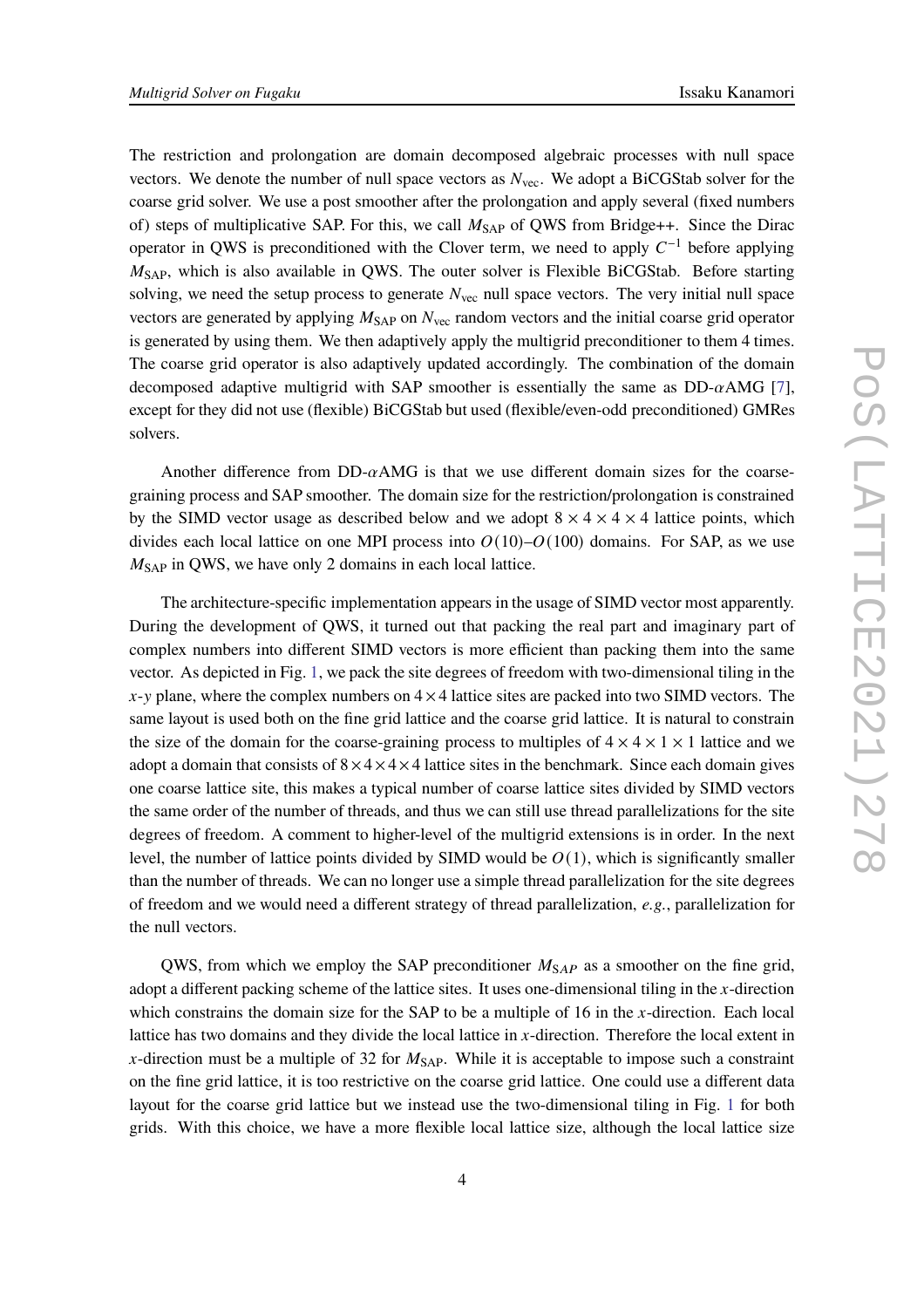The restriction and prolongation are domain decomposed algebraic processes with null space vectors. We denote the number of null space vectors as $N_{\text{vec}}$. We adopt a BiCGStab solver for the coarse grid solver. We use a post smoother after the prolongation and apply several (fixed numbers of) steps of multiplicative SAP. For this, we call $M_{\text{SAP}}$ of QWS from Bridge++. Since the Dirac operator in QWS is preconditioned with the Clover term, we need to apply $C^{-1}$ before applying $M_{\text{SAP}}$, which is also available in QWS. The outer solver is Flexible BiCGStab. Before starting solving, we need the setup process to generate $N_{\text{vec}}$ null space vectors. The very initial null space vectors are generated by applying $M_{\text{SAP}}$ on $N_{\text{vec}}$ random vectors and the initial coarse grid operator is generated by using them. We then adaptively apply the multigrid preconditioner to them 4 times. The coarse grid operator is also adaptively updated accordingly. The combination of the domain decomposed adaptive multigrid with SAP smoother is essentially the same as DD-$\alpha$AMG [7], except for they did not use (flexible) BiCGStab but used (flexible/even-odd preconditioned) GMRes solvers.

Another difference from DD-$\alpha$AMG is that we use different domain sizes for the coarse-graining process and SAP smoother. The domain size for the restriction/prolongation is constrained by the SIMD vector usage as described below and we adopt $8 \times 4 \times 4 \times 4$ lattice points, which divides each local lattice on one MPI process into $O(10)$–$O(100)$ domains. For SAP, as we use $M_{\text{SAP}}$ in QWS, we have only 2 domains in each local lattice.

The architecture-specific implementation appears in the usage of SIMD vector most apparently. During the development of QWS, it turned out that packing the real part and imaginary part of complex numbers into different SIMD vectors is more efficient than packing them into the same vector. As depicted in Fig. 1, we pack the site degrees of freedom with two-dimensional tiling in the $x$-$y$ plane, where the complex numbers on $4 \times 4$ lattice sites are packed into two SIMD vectors. The same layout is used both on the fine grid lattice and the coarse grid lattice. It is natural to constrain the size of the domain for the coarse-graining process to multiples of $4 \times 4 \times 1 \times 1$ lattice and we adopt a domain that consists of $8 \times 4 \times 4 \times 4$ lattice sites in the benchmark. Since each domain gives one coarse lattice site, this makes a typical number of coarse lattice sites divided by SIMD vectors the same order of the number of threads, and thus we can still use thread parallelizations for the site degrees of freedom. A comment to higher-level of the multigrid extensions is in order. In the next level, the number of lattice points divided by SIMD would be $O(1)$, which is significantly smaller than the number of threads. We can no longer use a simple thread parallelization for the site degrees of freedom and we would need a different strategy of thread parallelization, *e.g.*, parallelization for the null vectors.

QWS, from which we employ the SAP preconditioner $M_{SAP}$ as a smoother on the fine grid, adopt a different packing scheme of the lattice sites. It uses one-dimensional tiling in the $x$-direction which constrains the domain size for the SAP to be a multiple of 16 in the $x$-direction. Each local lattice has two domains and they divide the local lattice in $x$-direction. Therefore the local extent in $x$-direction must be a multiple of 32 for $M_{\text{SAP}}$. While it is acceptable to impose such a constraint on the fine grid lattice, it is too restrictive on the coarse grid lattice. One could use a different data layout for the coarse grid lattice but we instead use the two-dimensional tiling in Fig. 1 for both grids. With this choice, we have a more flexible local lattice size, although the local lattice size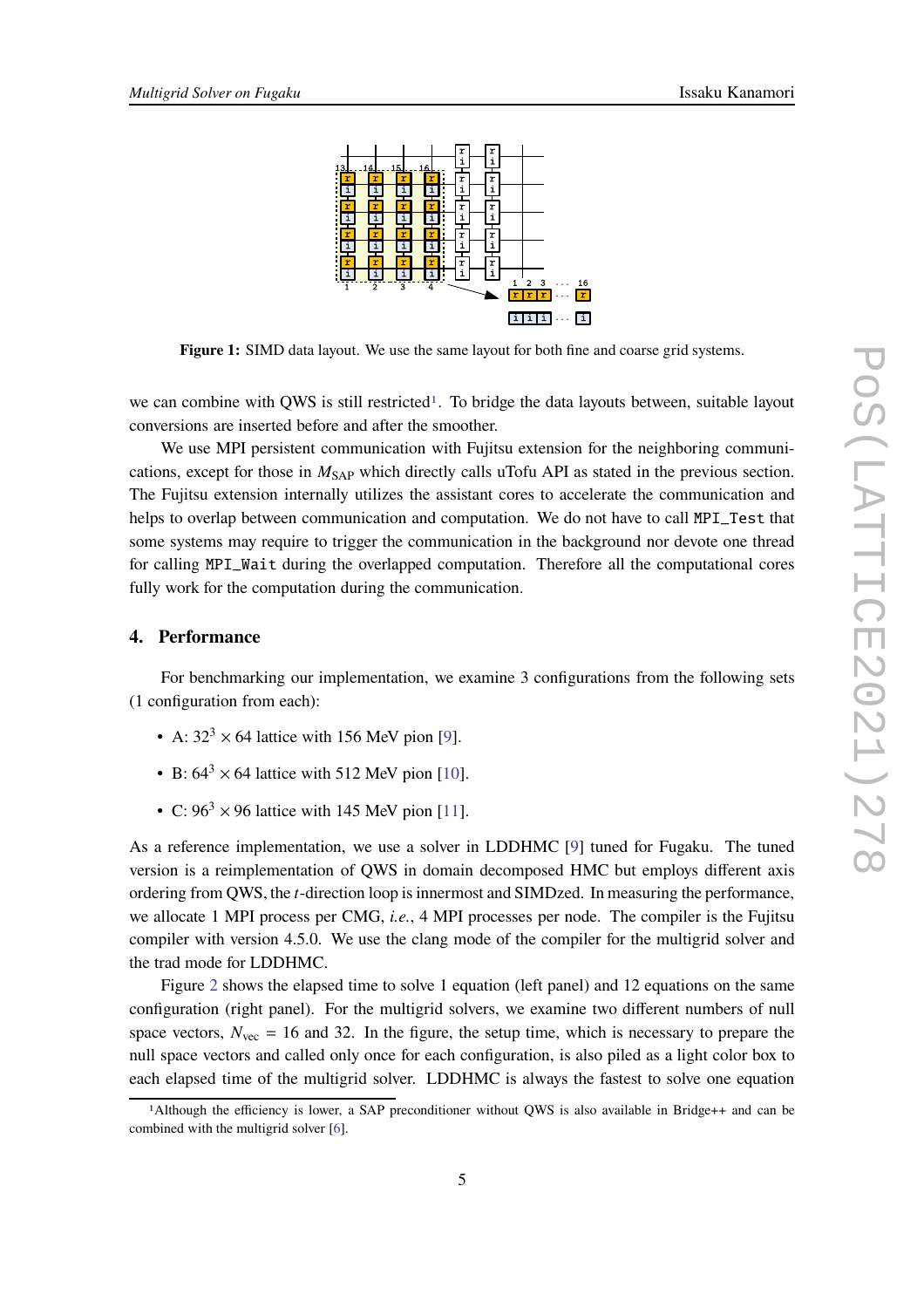Figure 1: SIMD data layout. We use the same layout for both fine and coarse grid systems.

we can combine with QWS is still restricted[1]. To bridge the data layouts between, suitable layout conversions are inserted before and after the smoother.

We use MPI persistent communication with Fujitsu extension for the neighboring communications, except for those in $M_{\rm SAP}$ which directly calls uTofu API as stated in the previous section. The Fujitsu extension internally utilizes the assistant cores to accelerate the communication and helps to overlap between communication and computation. We do not have to call `MPI_Test` that some systems may require to trigger the communication in the background nor devote one thread for calling `MPI_Wait` during the overlapped computation. Therefore all the computational cores fully work for the computation during the communication.

## 4. Performance

For benchmarking our implementation, we examine 3 configurations from the following sets (1 configuration from each):

- A: $32^3 \times 64$ lattice with 156 MeV pion [9].
- B: $64^3 \times 64$ lattice with 512 MeV pion [10].
- C: $96^3 \times 96$ lattice with 145 MeV pion [11].

As a reference implementation, we use a solver in LDDHMC [9] tuned for Fugaku. The tuned version is a reimplementation of QWS in domain decomposed HMC but employs different axis ordering from QWS, the $t$-direction loop is innermost and SIMDzed. In measuring the performance, we allocate 1 MPI process per CMG, *i.e.*, 4 MPI processes per node. The compiler is the Fujitsu compiler with version 4.5.0. We use the clang mode of the compiler for the multigrid solver and the trad mode for LDDHMC.

Figure 2 shows the elapsed time to solve 1 equation (left panel) and 12 equations on the same configuration (right panel). For the multigrid solvers, we examine two different numbers of null space vectors, $N_{\rm vec}$ = 16 and 32. In the figure, the setup time, which is necessary to prepare the null space vectors and called only once for each configuration, is also piled as a light color box to each elapsed time of the multigrid solver. LDDHMC is always the fastest to solve one equation

[1] Although the efficiency is lower, a SAP preconditioner without QWS is also available in Bridge++ and can be combined with the multigrid solver [6].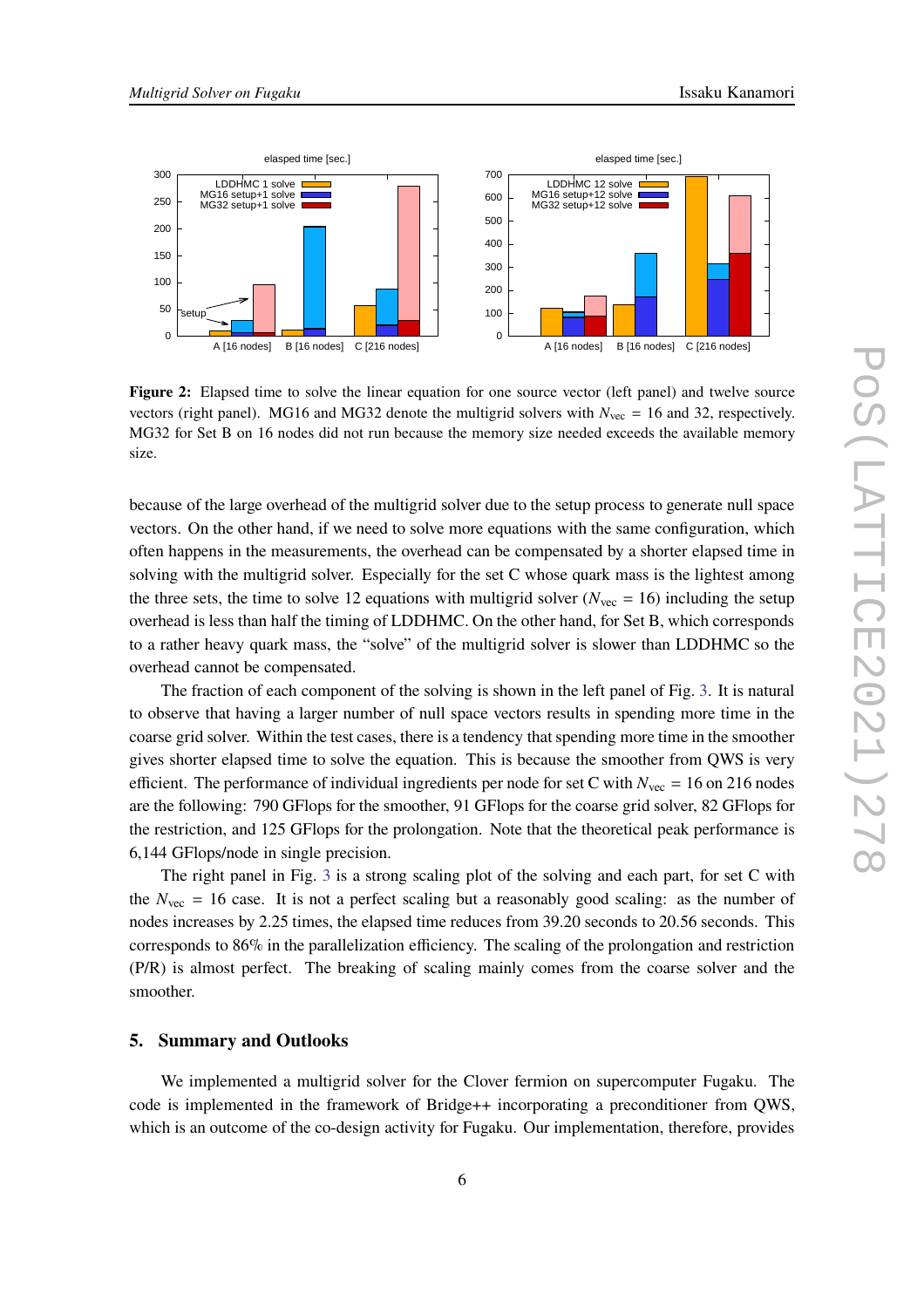**Figure 2:** Elapsed time to solve the linear equation for one source vector (left panel) and twelve source vectors (right panel). MG16 and MG32 denote the multigrid solvers with $N_{\rm vec}$ = 16 and 32, respectively. MG32 for Set B on 16 nodes did not run because the memory size needed exceeds the available memory size.

because of the large overhead of the multigrid solver due to the setup process to generate null space vectors. On the other hand, if we need to solve more equations with the same configuration, which often happens in the measurements, the overhead can be compensated by a shorter elapsed time in solving with the multigrid solver. Especially for the set C whose quark mass is the lightest among the three sets, the time to solve 12 equations with multigrid solver ($N_{\rm vec}$ = 16) including the setup overhead is less than half the timing of LDDHMC. On the other hand, for Set B, which corresponds to a rather heavy quark mass, the "solve" of the multigrid solver is slower than LDDHMC so the overhead cannot be compensated.

The fraction of each component of the solving is shown in the left panel of Fig. 3. It is natural to observe that having a larger number of null space vectors results in spending more time in the coarse grid solver. Within the test cases, there is a tendency that spending more time in the smoother gives shorter elapsed time to solve the equation. This is because the smoother from QWS is very efficient. The performance of individual ingredients per node for set C with $N_{\rm vec}$ = 16 on 216 nodes are the following: 790 GFlops for the smoother, 91 GFlops for the coarse grid solver, 82 GFlops for the restriction, and 125 GFlops for the prolongation. Note that the theoretical peak performance is 6,144 GFlops/node in single precision.

The right panel in Fig. 3 is a strong scaling plot of the solving and each part, for set C with the $N_{\rm vec}$ = 16 case. It is not a perfect scaling but a reasonably good scaling: as the number of nodes increases by 2.25 times, the elapsed time reduces from 39.20 seconds to 20.56 seconds. This corresponds to 86% in the parallelization efficiency. The scaling of the prolongation and restriction (P/R) is almost perfect. The breaking of scaling mainly comes from the coarse solver and the smoother.

## 5. Summary and Outlooks

We implemented a multigrid solver for the Clover fermion on supercomputer Fugaku. The code is implemented in the framework of Bridge++ incorporating a preconditioner from QWS, which is an outcome of the co-design activity for Fugaku. Our implementation, therefore, provides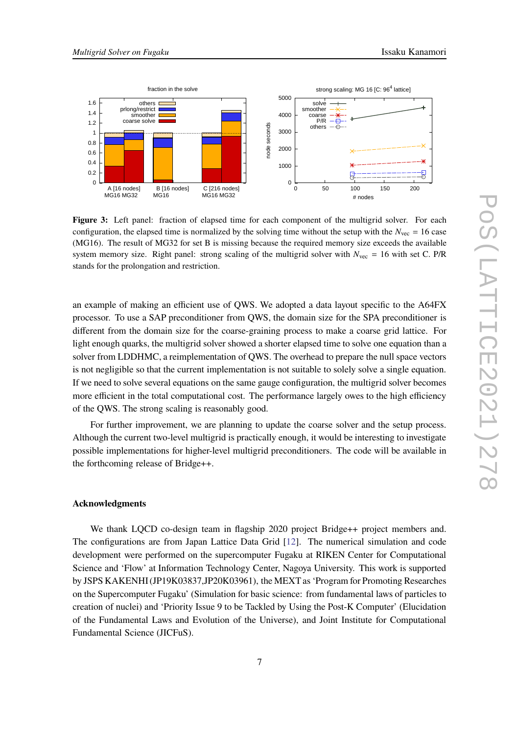**Figure 3:** Left panel: fraction of elapsed time for each component of the multigrid solver. For each configuration, the elapsed time is normalized by the solving time without the setup with the $N_{\rm vec} = 16$ case (MG16). The result of MG32 for set B is missing because the required memory size exceeds the available system memory size. Right panel: strong scaling of the multigrid solver with $N_{\rm vec} = 16$ with set C. P/R stands for the prolongation and restriction.

an example of making an efficient use of QWS. We adopted a data layout specific to the A64FX processor. To use a SAP preconditioner from QWS, the domain size for the SPA preconditioner is different from the domain size for the coarse-graining process to make a coarse grid lattice. For light enough quarks, the multigrid solver showed a shorter elapsed time to solve one equation than a solver from LDDHMC, a reimplementation of QWS. The overhead to prepare the null space vectors is not negligible so that the current implementation is not suitable to solely solve a single equation. If we need to solve several equations on the same gauge configuration, the multigrid solver becomes more efficient in the total computational cost. The performance largely owes to the high efficiency of the QWS. The strong scaling is reasonably good.

For further improvement, we are planning to update the coarse solver and the setup process. Although the current two-level multigrid is practically enough, it would be interesting to investigate possible implementations for higher-level multigrid preconditioners. The code will be available in the forthcoming release of Bridge++.

### Acknowledgments

We thank LQCD co-design team in flagship 2020 project Bridge++ project members and. The configurations are from Japan Lattice Data Grid [12]. The numerical simulation and code development were performed on the supercomputer Fugaku at RIKEN Center for Computational Science and 'Flow' at Information Technology Center, Nagoya University. This work is supported by JSPS KAKENHI (JP19K03837,JP20K03961), the MEXT as 'Program for Promoting Researches on the Supercomputer Fugaku' (Simulation for basic science: from fundamental laws of particles to creation of nuclei) and 'Priority Issue 9 to be Tackled by Using the Post-K Computer' (Elucidation of the Fundamental Laws and Evolution of the Universe), and Joint Institute for Computational Fundamental Science (JICFuS).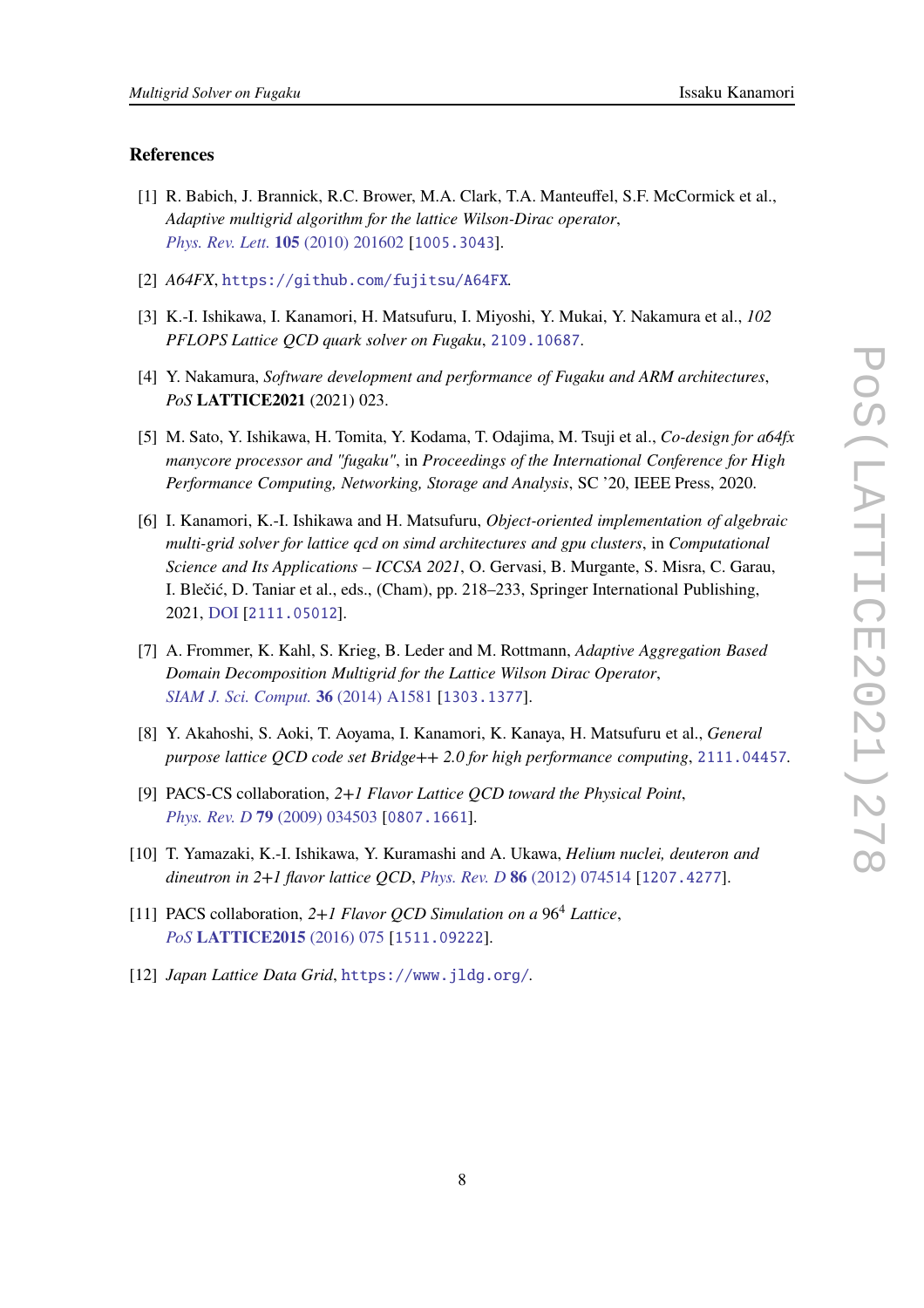## References

[1] R. Babich, J. Brannick, R.C. Brower, M.A. Clark, T.A. Manteuffel, S.F. McCormick et al., *Adaptive multigrid algorithm for the lattice Wilson-Dirac operator*, *Phys. Rev. Lett.* **105** (2010) 201602 [1005.3043].

[2] *A64FX*, https://github.com/fujitsu/A64FX.

[3] K.-I. Ishikawa, I. Kanamori, H. Matsufuru, I. Miyoshi, Y. Mukai, Y. Nakamura et al., *102 PFLOPS Lattice QCD quark solver on Fugaku*, 2109.10687.

[4] Y. Nakamura, *Software development and performance of Fugaku and ARM architectures*, *PoS* **LATTICE2021** (2021) 023.

[5] M. Sato, Y. Ishikawa, H. Tomita, Y. Kodama, T. Odajima, M. Tsuji et al., *Co-design for a64fx manycore processor and "fugaku"*, in *Proceedings of the International Conference for High Performance Computing, Networking, Storage and Analysis*, SC '20, IEEE Press, 2020.

[6] I. Kanamori, K.-I. Ishikawa and H. Matsufuru, *Object-oriented implementation of algebraic multi-grid solver for lattice qcd on simd architectures and gpu clusters*, in *Computational Science and Its Applications – ICCSA 2021*, O. Gervasi, B. Murgante, S. Misra, C. Garau, I. Blečić, D. Taniar et al., eds., (Cham), pp. 218–233, Springer International Publishing, 2021, DOI [2111.05012].

[7] A. Frommer, K. Kahl, S. Krieg, B. Leder and M. Rottmann, *Adaptive Aggregation Based Domain Decomposition Multigrid for the Lattice Wilson Dirac Operator*, *SIAM J. Sci. Comput.* **36** (2014) A1581 [1303.1377].

[8] Y. Akahoshi, S. Aoki, T. Aoyama, I. Kanamori, K. Kanaya, H. Matsufuru et al., *General purpose lattice QCD code set Bridge++ 2.0 for high performance computing*, 2111.04457.

[9] PACS-CS collaboration, *2+1 Flavor Lattice QCD toward the Physical Point*, *Phys. Rev. D* **79** (2009) 034503 [0807.1661].

[10] T. Yamazaki, K.-I. Ishikawa, Y. Kuramashi and A. Ukawa, *Helium nuclei, deuteron and dineutron in 2+1 flavor lattice QCD*, *Phys. Rev. D* **86** (2012) 074514 [1207.4277].

[11] PACS collaboration, *2+1 Flavor QCD Simulation on a* $96^4$ *Lattice*, *PoS* **LATTICE2015** (2016) 075 [1511.09222].

[12] *Japan Lattice Data Grid*, https://www.jldg.org/.